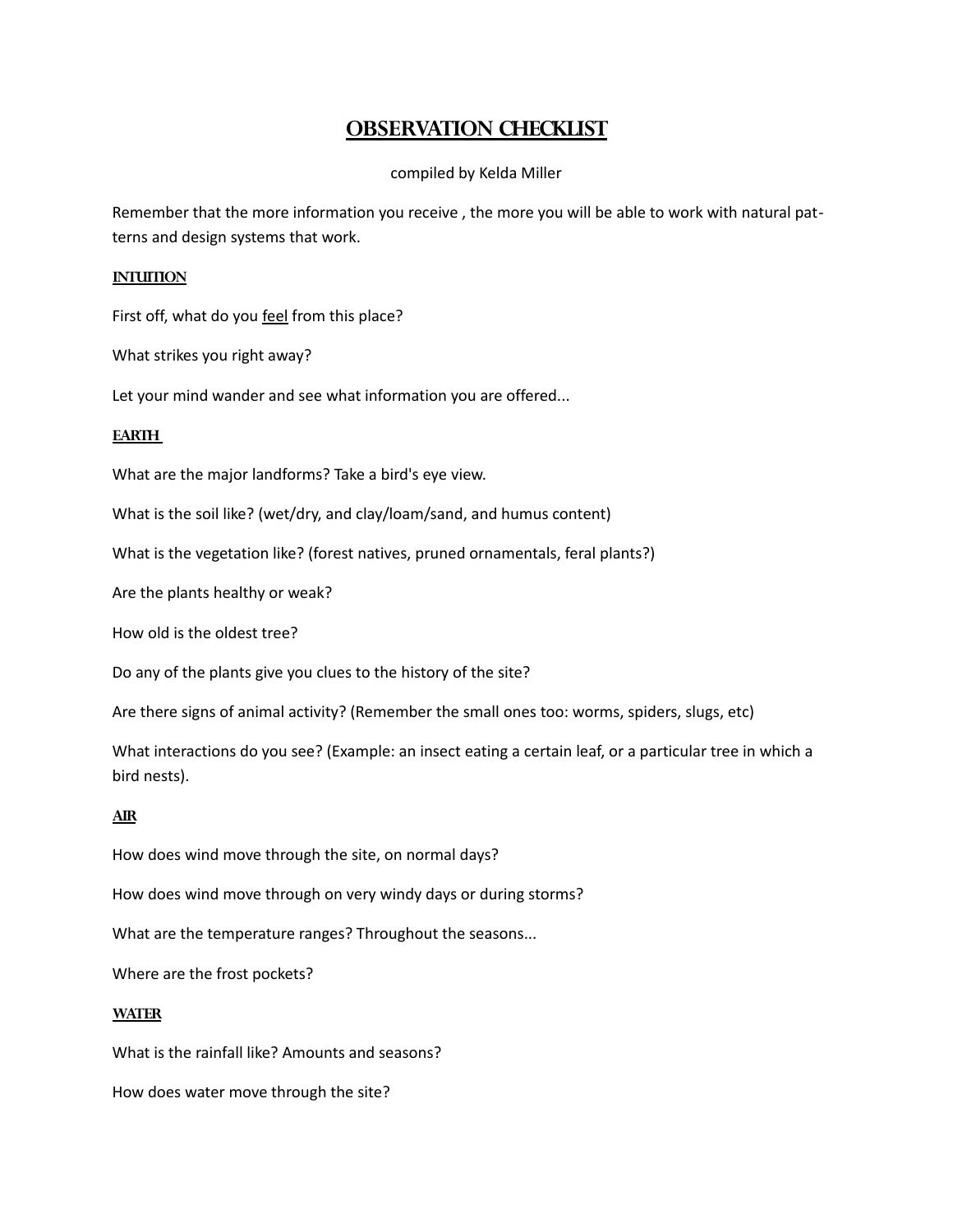# Observation Checklist

compiled by Kelda Miller

Remember that the more information you receive , the more you will be able to work with natural patterns and design systems that work.

## Intuition

First off, what do you feel from this place?

What strikes you right away?

Let your mind wander and see what information you are offered...

## Earth

What are the major landforms? Take a bird's eye view.

What is the soil like? (wet/dry, and clay/loam/sand, and humus content)

What is the vegetation like? (forest natives, pruned ornamentals, feral plants?)

Are the plants healthy or weak?

How old is the oldest tree?

Do any of the plants give you clues to the history of the site?

Are there signs of animal activity? (Remember the small ones too: worms, spiders, slugs, etc)

What interactions do you see? (Example: an insect eating a certain leaf, or a particular tree in which a bird nests).

## Air

How does wind move through the site, on normal days?

How does wind move through on very windy days or during storms?

What are the temperature ranges? Throughout the seasons...

Where are the frost pockets?

## Water

What is the rainfall like? Amounts and seasons?

How does water move through the site?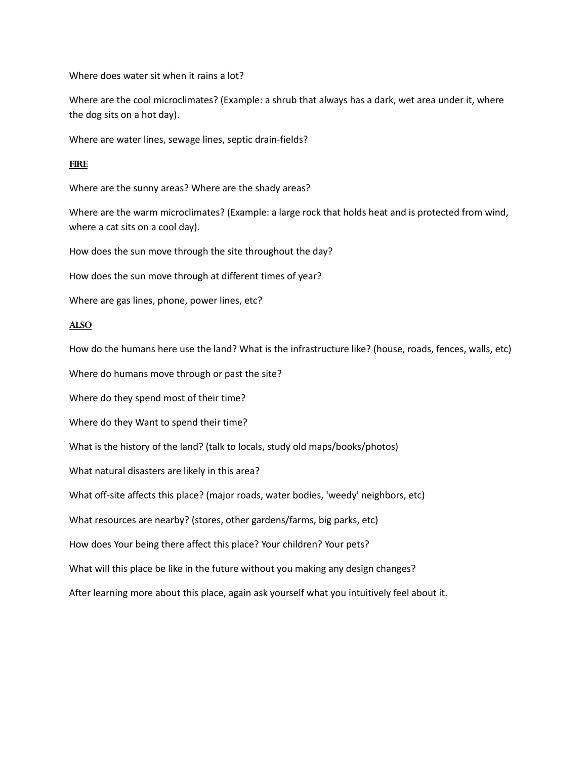Where does water sit when it rains a lot?

Where are the cool microclimates? (Example: a shrub that always has a dark, wet area under it, where the dog sits on a hot day).

Where are water lines, sewage lines, septic drain-fields?

### FIRE

Where are the sunny areas? Where are the shady areas?

Where are the warm microclimates? (Example: a large rock that holds heat and is protected from wind, where a cat sits on a cool day).

How does the sun move through the site throughout the day?

How does the sun move through at different times of year?

Where are gas lines, phone, power lines, etc?

### ALSO

How do the humans here use the land? What is the infrastructure like? (house, roads, fences, walls, etc)

Where do humans move through or past the site?

Where do they spend most of their time?

Where do they Want to spend their time?

What is the history of the land? (talk to locals, study old maps/books/photos)

What natural disasters are likely in this area?

What off-site affects this place? (major roads, water bodies, 'weedy' neighbors, etc)

What resources are nearby? (stores, other gardens/farms, big parks, etc)

How does Your being there affect this place? Your children? Your pets?

What will this place be like in the future without you making any design changes?

After learning more about this place, again ask yourself what you intuitively feel about it.